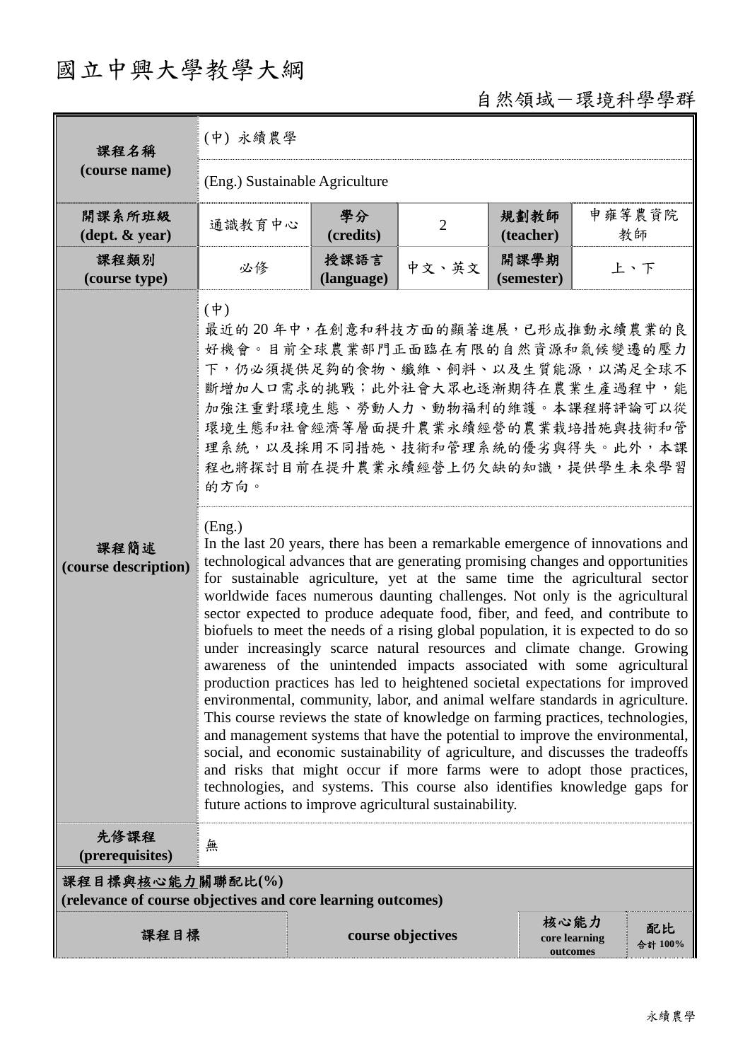# 國立中興大學教學大綱

自然領域－環境科學學群

| 課程名稱<br>(course name) | (中) 永續農學 | | | | |
|---|---|---|---|---|---|
| | (Eng.) Sustainable Agriculture | | | | |
| 開課系所班級<br>(dept. & year) | 通識教育中心 | 學分<br>(credits) | 2 | 規劃教師<br>(teacher) | 申雍等農資院教師 |
| 課程類別<br>(course type) | 必修 | 授課語言<br>(language) | 中文、英文 | 開課學期<br>(semester) | 上、下 |
| 課程簡述<br>(course description) | (中)<br>最近的20年中，在創意和科技方面的顯著進展，已形成推動永續農業的良好機會。目前全球農業部門正面臨在有限的自然資源和氣候變遷的壓力下，仍必須提供足夠的食物、纖維、飼料、以及生質能源，以滿足全球不斷增加人口需求的挑戰；此外社會大眾也逐漸期待在農業生產過程中，能加強注重對環境生態、勞動人力、動物福利的維護。本課程將評論可以從環境生態和社會經濟等層面提升農業永續經營的農業栽培措施與技術和管理系統，以及採用不同措施、技術和管理系統的優劣與得失。此外，本課程也將探討目前在提升農業永續經營上仍欠缺的知識，提供學生未來學習的方向。 | | | | |
| | (Eng.)<br>In the last 20 years, there has been a remarkable emergence of innovations and technological advances that are generating promising changes and opportunities for sustainable agriculture, yet at the same time the agricultural sector worldwide faces numerous daunting challenges. Not only is the agricultural sector expected to produce adequate food, fiber, and feed, and contribute to biofuels to meet the needs of a rising global population, it is expected to do so under increasingly scarce natural resources and climate change. Growing awareness of the unintended impacts associated with some agricultural production practices has led to heightened societal expectations for improved environmental, community, labor, and animal welfare standards in agriculture. This course reviews the state of knowledge on farming practices, technologies, and management systems that have the potential to improve the environmental, social, and economic sustainability of agriculture, and discusses the tradeoffs and risks that might occur if more farms were to adopt those practices, technologies, and systems. This course also identifies knowledge gaps for future actions to improve agricultural sustainability. | | | | |
| 先修課程<br>(prerequisites) | 無 | | | | |

**課程目標與核心能力關聯配比(%)**
**(relevance of course objectives and core learning outcomes)**

| 課程目標 | course objectives | 核心能力<br>core learning outcomes | 配比<br>合計 100% |
|---|---|---|---|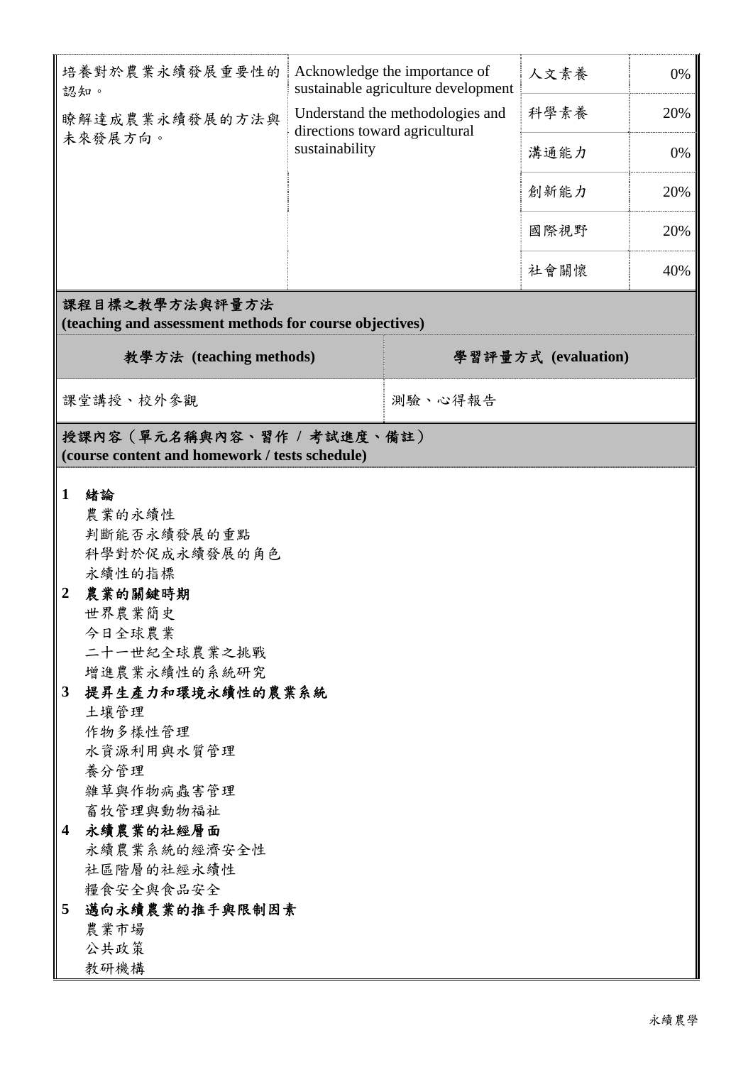| 培養對於農業永續發展重要性的認知。<br>瞭解達成農業永續發展的方法與未來發展方向。 | Acknowledge the importance of sustainable agriculture development<br>Understand the methodologies and directions toward agricultural sustainability | 人文素養 | 0% |
|---|---|---|---|
| | | 科學素養 | 20% |
| | | 溝通能力 | 0% |
| | | 創新能力 | 20% |
| | | 國際視野 | 20% |
| | | 社會關懷 | 40% |

## 課程目標之教學方法與評量方法 (teaching and assessment methods for course objectives)

| 教學方法 (teaching methods) | 學習評量方式 (evaluation) |
|---|---|
| 課堂講授、校外參觀 | 測驗、心得報告 |

## 授課內容（單元名稱與內容、習作 / 考試進度、備註） (course content and homework / tests schedule)

**1 緒論**
- 農業的永續性
- 判斷能否永續發展的重點
- 科學對於促成永續發展的角色
- 永續性的指標

**2 農業的關鍵時期**
- 世界農業簡史
- 今日全球農業
- 二十一世紀全球農業之挑戰
- 增進農業永續性的系統研究

**3 提昇生產力和環境永續性的農業系統**
- 土壤管理
- 作物多樣性管理
- 水資源利用與水質管理
- 養分管理
- 雜草與作物病蟲害管理
- 畜牧管理與動物福祉

**4 永續農業的社經層面**
- 永續農業系統的經濟安全性
- 社區階層的社經永續性
- 糧食安全與食品安全

**5 邁向永續農業的推手與限制因素**
- 農業市場
- 公共政策
- 教研機構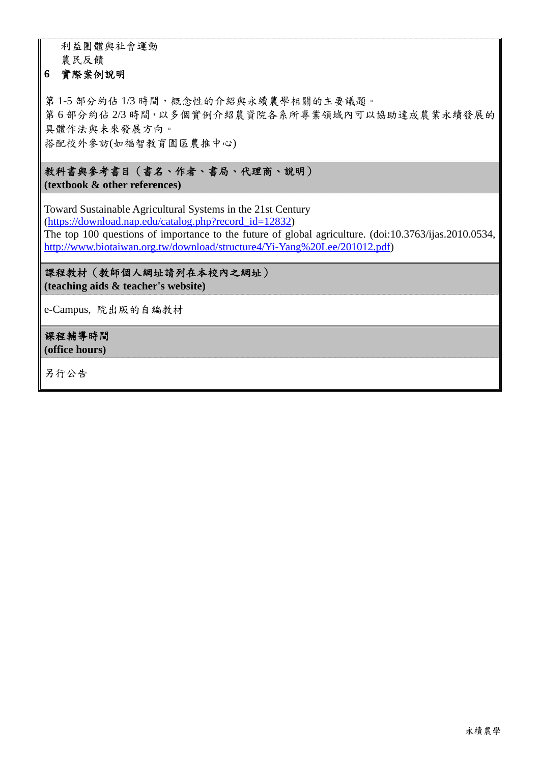利益團體與社會運動

農民反饋

**6　實際案例說明**

第 1-5 部分約佔 1/3 時間，概念性的介紹與永續農學相關的主要議題。

第 6 部分約佔 2/3 時間，以多個實例介紹農資院各系所專業領域內可以協助達成農業永續發展的具體作法與未來發展方向。

搭配校外參訪(如福智教育園區農推中心)

**教科書與參考書目（書名、作者、書局、代理商、說明）**
**(textbook & other references)**

Toward Sustainable Agricultural Systems in the 21st Century
(https://download.nap.edu/catalog.php?record_id=12832)
The top 100 questions of importance to the future of global agriculture. (doi:10.3763/ijas.2010.0534, http://www.biotaiwan.org.tw/download/structure4/Yi-Yang%20Lee/201012.pdf)

**課程教材（教師個人網址請列在本校內之網址）**
**(teaching aids & teacher's website)**

e-Campus, 院出版的自編教材

**課程輔導時間**
**(office hours)**

另行公告